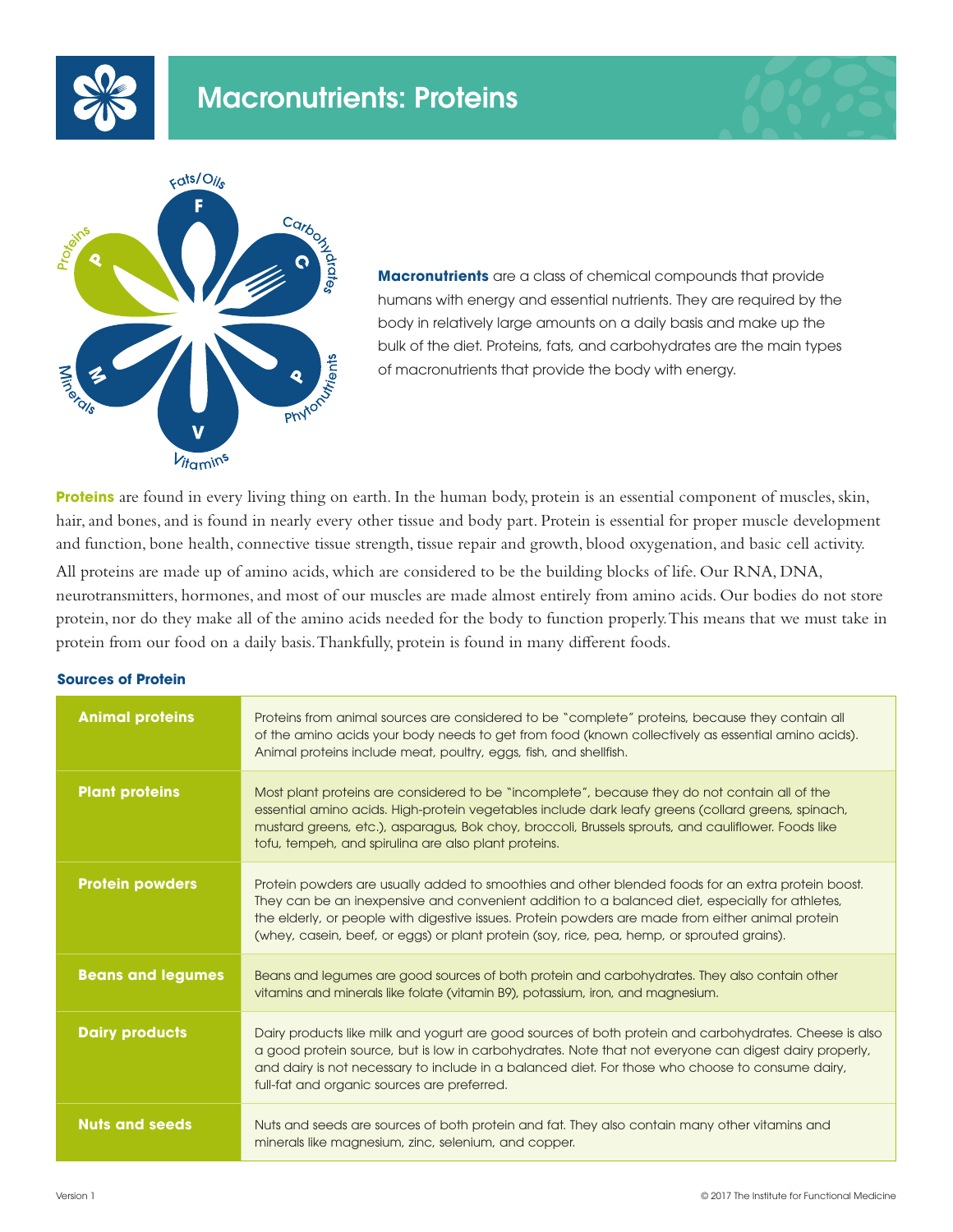# Macronutrients: Proteins

**Macronutrients** are a class of chemical compounds that provide humans with energy and essential nutrients. They are required by the body in relatively large amounts on a daily basis and make up the bulk of the diet. Proteins, fats, and carbohydrates are the main types of macronutrients that provide the body with energy.

**Proteins** are found in every living thing on earth. In the human body, protein is an essential component of muscles, skin, hair, and bones, and is found in nearly every other tissue and body part. Protein is essential for proper muscle development and function, bone health, connective tissue strength, tissue repair and growth, blood oxygenation, and basic cell activity.

All proteins are made up of amino acids, which are considered to be the building blocks of life. Our RNA, DNA, neurotransmitters, hormones, and most of our muscles are made almost entirely from amino acids. Our bodies do not store protein, nor do they make all of the amino acids needed for the body to function properly. This means that we must take in protein from our food on a daily basis. Thankfully, protein is found in many different foods.

### Sources of Protein

| | |
|---|---|
| **Animal proteins** | Proteins from animal sources are considered to be "complete" proteins, because they contain all of the amino acids your body needs to get from food (known collectively as essential amino acids). Animal proteins include meat, poultry, eggs, fish, and shellfish. |
| **Plant proteins** | Most plant proteins are considered to be "incomplete", because they do not contain all of the essential amino acids. High-protein vegetables include dark leafy greens (collard greens, spinach, mustard greens, etc.), asparagus, Bok choy, broccoli, Brussels sprouts, and cauliflower. Foods like tofu, tempeh, and spirulina are also plant proteins. |
| **Protein powders** | Protein powders are usually added to smoothies and other blended foods for an extra protein boost. They can be an inexpensive and convenient addition to a balanced diet, especially for athletes, the elderly, or people with digestive issues. Protein powders are made from either animal protein (whey, casein, beef, or eggs) or plant protein (soy, rice, pea, hemp, or sprouted grains). |
| **Beans and legumes** | Beans and legumes are good sources of both protein and carbohydrates. They also contain other vitamins and minerals like folate (vitamin B9), potassium, iron, and magnesium. |
| **Dairy products** | Dairy products like milk and yogurt are good sources of both protein and carbohydrates. Cheese is also a good protein source, but is low in carbohydrates. Note that not everyone can digest dairy properly, and dairy is not necessary to include in a balanced diet. For those who choose to consume dairy, full-fat and organic sources are preferred. |
| **Nuts and seeds** | Nuts and seeds are sources of both protein and fat. They also contain many other vitamins and minerals like magnesium, zinc, selenium, and copper. |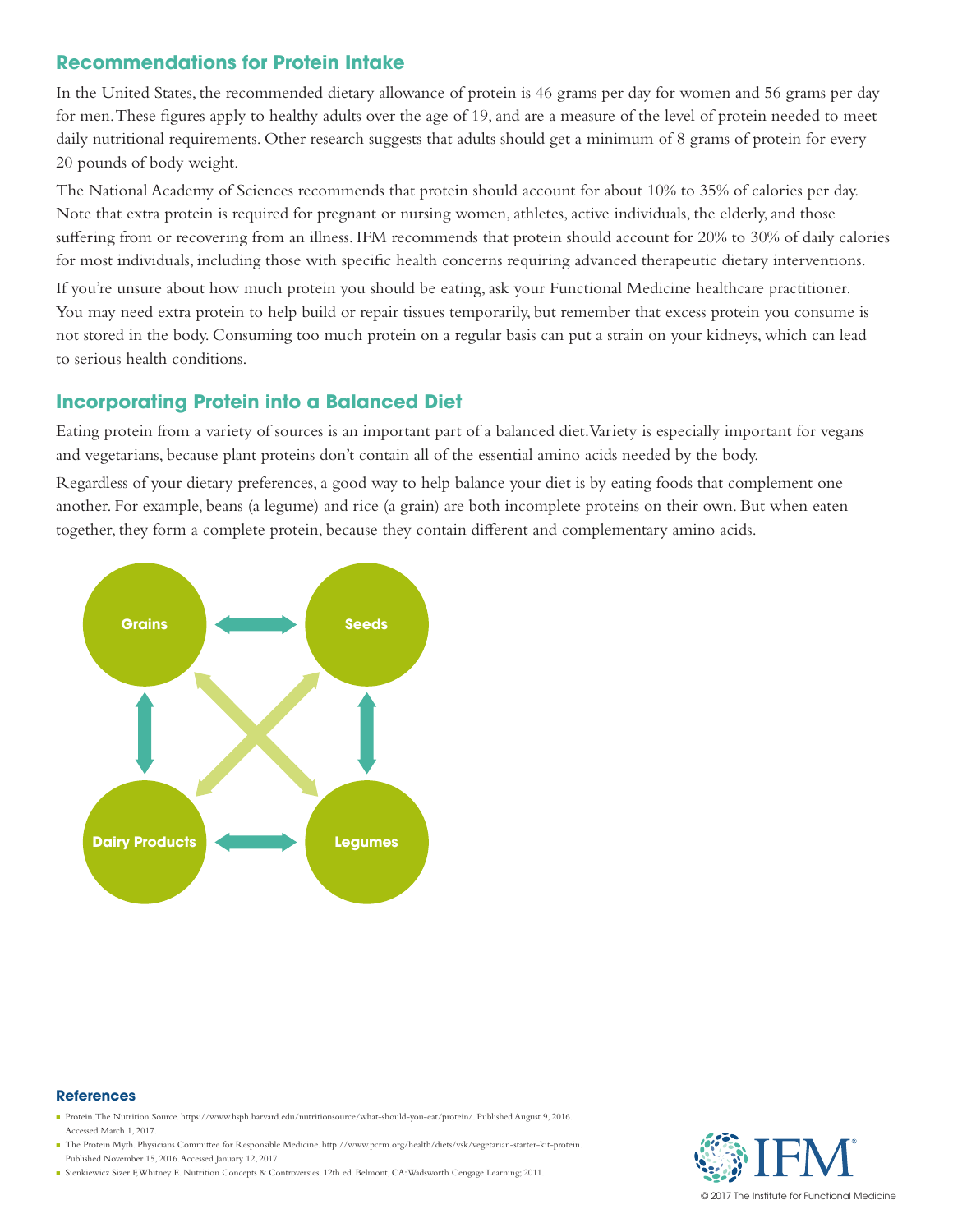## Recommendations for Protein Intake

In the United States, the recommended dietary allowance of protein is 46 grams per day for women and 56 grams per day for men. These figures apply to healthy adults over the age of 19, and are a measure of the level of protein needed to meet daily nutritional requirements. Other research suggests that adults should get a minimum of 8 grams of protein for every 20 pounds of body weight.

The National Academy of Sciences recommends that protein should account for about 10% to 35% of calories per day. Note that extra protein is required for pregnant or nursing women, athletes, active individuals, the elderly, and those suffering from or recovering from an illness. IFM recommends that protein should account for 20% to 30% of daily calories for most individuals, including those with specific health concerns requiring advanced therapeutic dietary interventions.

If you're unsure about how much protein you should be eating, ask your Functional Medicine healthcare practitioner. You may need extra protein to help build or repair tissues temporarily, but remember that excess protein you consume is not stored in the body. Consuming too much protein on a regular basis can put a strain on your kidneys, which can lead to serious health conditions.

## Incorporating Protein into a Balanced Diet

Eating protein from a variety of sources is an important part of a balanced diet. Variety is especially important for vegans and vegetarians, because plant proteins don't contain all of the essential amino acids needed by the body.

Regardless of your dietary preferences, a good way to help balance your diet is by eating foods that complement one another. For example, beans (a legume) and rice (a grain) are both incomplete proteins on their own. But when eaten together, they form a complete protein, because they contain different and complementary amino acids.

Grains

Seeds

Dairy Products

Legumes

### References

- Protein. The Nutrition Source. https://www.hsph.harvard.edu/nutritionsource/what-should-you-eat/protein/. Published August 9, 2016. Accessed March 1, 2017.
- The Protein Myth. Physicians Committee for Responsible Medicine. http://www.pcrm.org/health/diets/vsk/vegetarian-starter-kit-protein. Published November 15, 2016. Accessed January 12, 2017.
- Sienkiewicz Sizer F, Whitney E. Nutrition Concepts & Controversies. 12th ed. Belmont, CA: Wadsworth Cengage Learning; 2011.

© 2017 The Institute for Functional Medicine